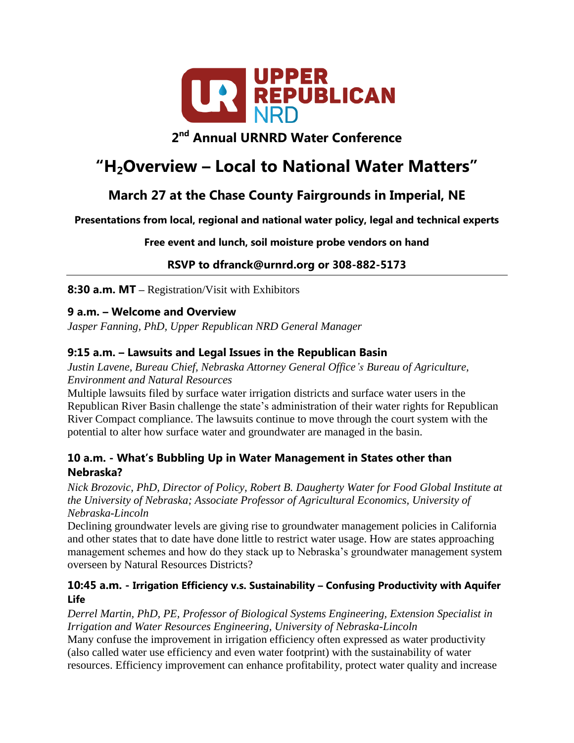UPPER REPUBLICAN NRD

## 2nd Annual URNRD Water Conference

# "$H_2$Overview – Local to National Water Matters"

### March 27 at the Chase County Fairgrounds in Imperial, NE

**Presentations from local, regional and national water policy, legal and technical experts**

**Free event and lunch, soil moisture probe vendors on hand**

**RSVP to dfranck@urnrd.org or 308-882-5173**

---

**8:30 a.m. MT** – Registration/Visit with Exhibitors

### 9 a.m. – Welcome and Overview

*Jasper Fanning, PhD, Upper Republican NRD General Manager*

### 9:15 a.m. – Lawsuits and Legal Issues in the Republican Basin

*Justin Lavene, Bureau Chief, Nebraska Attorney General Office's Bureau of Agriculture, Environment and Natural Resources*

Multiple lawsuits filed by surface water irrigation districts and surface water users in the Republican River Basin challenge the state's administration of their water rights for Republican River Compact compliance. The lawsuits continue to move through the court system with the potential to alter how surface water and groundwater are managed in the basin.

### 10 a.m. - What's Bubbling Up in Water Management in States other than Nebraska?

*Nick Brozovic, PhD, Director of Policy, Robert B. Daugherty Water for Food Global Institute at the University of Nebraska; Associate Professor of Agricultural Economics, University of Nebraska-Lincoln*

Declining groundwater levels are giving rise to groundwater management policies in California and other states that to date have done little to restrict water usage. How are states approaching management schemes and how do they stack up to Nebraska's groundwater management system overseen by Natural Resources Districts?

### 10:45 a.m. - Irrigation Efficiency v.s. Sustainability – Confusing Productivity with Aquifer Life

*Derrel Martin, PhD, PE, Professor of Biological Systems Engineering, Extension Specialist in Irrigation and Water Resources Engineering, University of Nebraska-Lincoln*

Many confuse the improvement in irrigation efficiency often expressed as water productivity (also called water use efficiency and even water footprint) with the sustainability of water resources. Efficiency improvement can enhance profitability, protect water quality and increase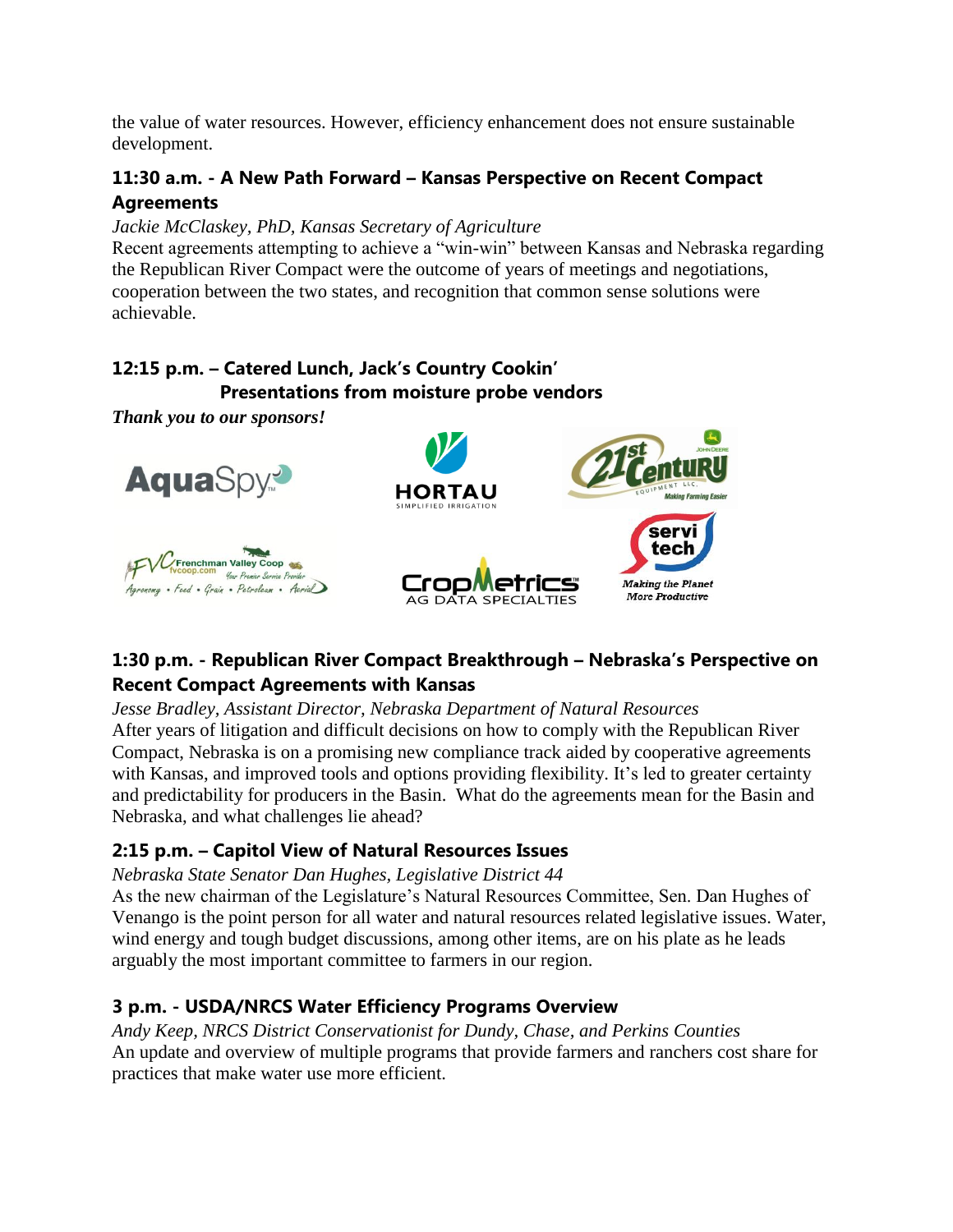the value of water resources. However, efficiency enhancement does not ensure sustainable development.

### 11:30 a.m. - A New Path Forward – Kansas Perspective on Recent Compact Agreements

*Jackie McClaskey, PhD, Kansas Secretary of Agriculture*

Recent agreements attempting to achieve a "win-win" between Kansas and Nebraska regarding the Republican River Compact were the outcome of years of meetings and negotiations, cooperation between the two states, and recognition that common sense solutions were achievable.

### 12:15 p.m. – Catered Lunch, Jack's Country Cookin' Presentations from moisture probe vendors

***Thank you to our sponsors!***

AquaSpy

HORTAU SIMPLIFIED IRRIGATION

21st Century Equipment LLC. Making Farming Easier

FVC Frenchman Valley Coop fvcoop.com Your Premier Service Provider Agronomy • Feed • Grain • Petroleum • Aerial

CropMetrics AG DATA SPECIALTIES

servi tech Making the Planet More Productive

### 1:30 p.m. - Republican River Compact Breakthrough – Nebraska's Perspective on Recent Compact Agreements with Kansas

*Jesse Bradley, Assistant Director, Nebraska Department of Natural Resources*

After years of litigation and difficult decisions on how to comply with the Republican River Compact, Nebraska is on a promising new compliance track aided by cooperative agreements with Kansas, and improved tools and options providing flexibility. It's led to greater certainty and predictability for producers in the Basin. What do the agreements mean for the Basin and Nebraska, and what challenges lie ahead?

### 2:15 p.m. – Capitol View of Natural Resources Issues

*Nebraska State Senator Dan Hughes, Legislative District 44*

As the new chairman of the Legislature's Natural Resources Committee, Sen. Dan Hughes of Venango is the point person for all water and natural resources related legislative issues. Water, wind energy and tough budget discussions, among other items, are on his plate as he leads arguably the most important committee to farmers in our region.

### 3 p.m. - USDA/NRCS Water Efficiency Programs Overview

*Andy Keep, NRCS District Conservationist for Dundy, Chase, and Perkins Counties*

An update and overview of multiple programs that provide farmers and ranchers cost share for practices that make water use more efficient.